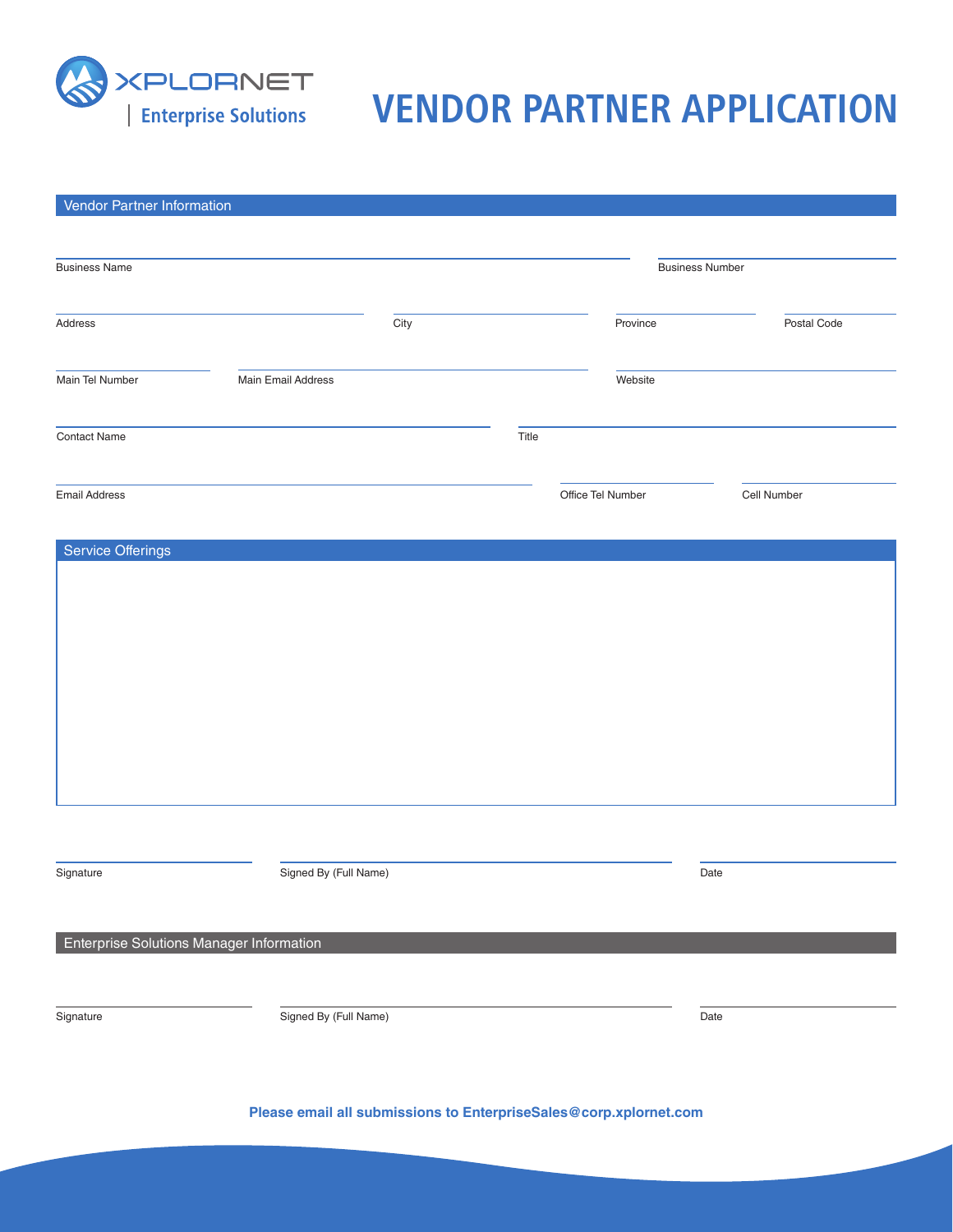XPLORNET | Enterprise Solutions

# VENDOR PARTNER APPLICATION

## Vendor Partner Information

Business Name ______________________ Business Number ______________________

Address ______________________ City ______________________ Province ______________________ Postal Code ______________________

Main Tel Number ______________________ Main Email Address ______________________ Website ______________________

Contact Name ______________________ Title ______________________

Email Address ______________________ Office Tel Number ______________________ Cell Number ______________________

## Service Offerings

Signature ______________________ Signed By (Full Name) ______________________ Date ______________________

## Enterprise Solutions Manager Information

Signature ______________________ Signed By (Full Name) ______________________ Date ______________________

**Please email all submissions to EnterpriseSales@corp.xplornet.com**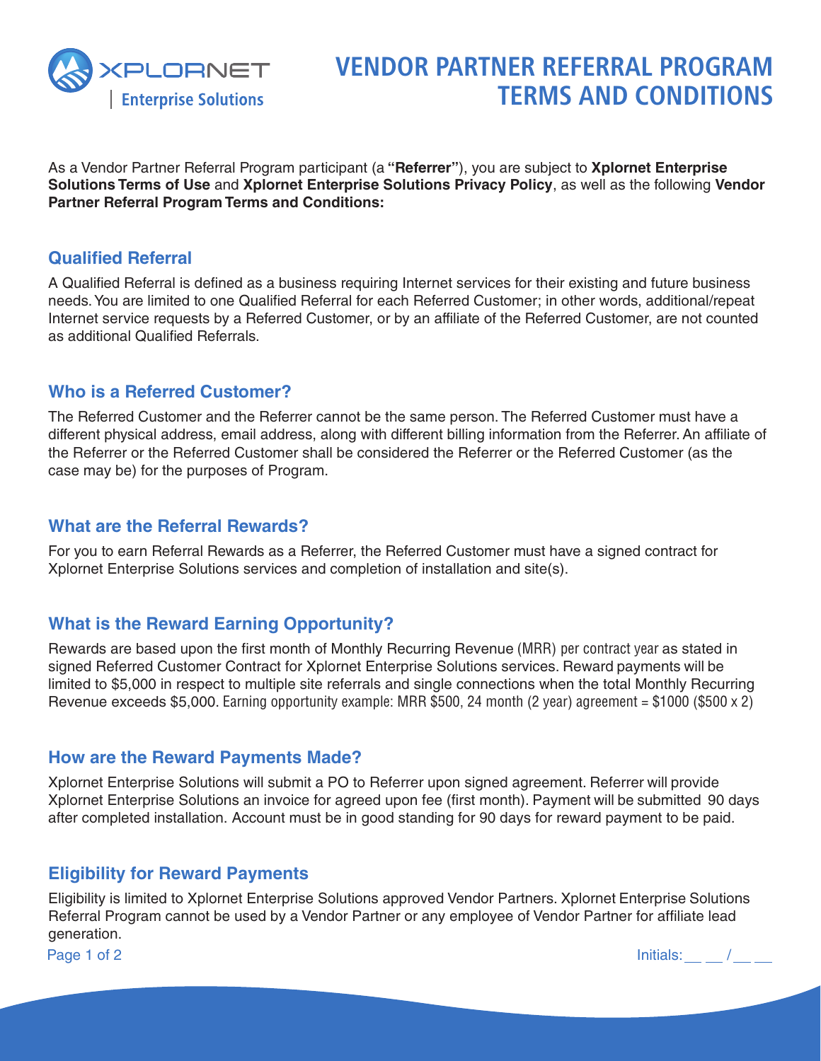# VENDOR PARTNER REFERRAL PROGRAM TERMS AND CONDITIONS

XPLORNET | Enterprise Solutions

As a Vendor Partner Referral Program participant (a **"Referrer"**), you are subject to **Xplornet Enterprise Solutions Terms of Use** and **Xplornet Enterprise Solutions Privacy Policy**, as well as the following **Vendor Partner Referral Program Terms and Conditions:**

## Qualified Referral

A Qualified Referral is defined as a business requiring Internet services for their existing and future business needs. You are limited to one Qualified Referral for each Referred Customer; in other words, additional/repeat Internet service requests by a Referred Customer, or by an affiliate of the Referred Customer, are not counted as additional Qualified Referrals.

## Who is a Referred Customer?

The Referred Customer and the Referrer cannot be the same person. The Referred Customer must have a different physical address, email address, along with different billing information from the Referrer. An affiliate of the Referrer or the Referred Customer shall be considered the Referrer or the Referred Customer (as the case may be) for the purposes of Program.

## What are the Referral Rewards?

For you to earn Referral Rewards as a Referrer, the Referred Customer must have a signed contract for Xplornet Enterprise Solutions services and completion of installation and site(s).

## What is the Reward Earning Opportunity?

Rewards are based upon the first month of Monthly Recurring Revenue (MRR) per contract year as stated in signed Referred Customer Contract for Xplornet Enterprise Solutions services. Reward payments will be limited to $5,000 in respect to multiple site referrals and single connections when the total Monthly Recurring Revenue exceeds $5,000. Earning opportunity example: MRR $500, 24 month (2 year) agreement = $1000 ($500 x 2)

## How are the Reward Payments Made?

Xplornet Enterprise Solutions will submit a PO to Referrer upon signed agreement. Referrer will provide Xplornet Enterprise Solutions an invoice for agreed upon fee (first month). Payment will be submitted 90 days after completed installation. Account must be in good standing for 90 days for reward payment to be paid.

## Eligibility for Reward Payments

Eligibility is limited to Xplornet Enterprise Solutions approved Vendor Partners. Xplornet Enterprise Solutions Referral Program cannot be used by a Vendor Partner or any employee of Vendor Partner for affiliate lead generation.

Initials: __ __ / __ __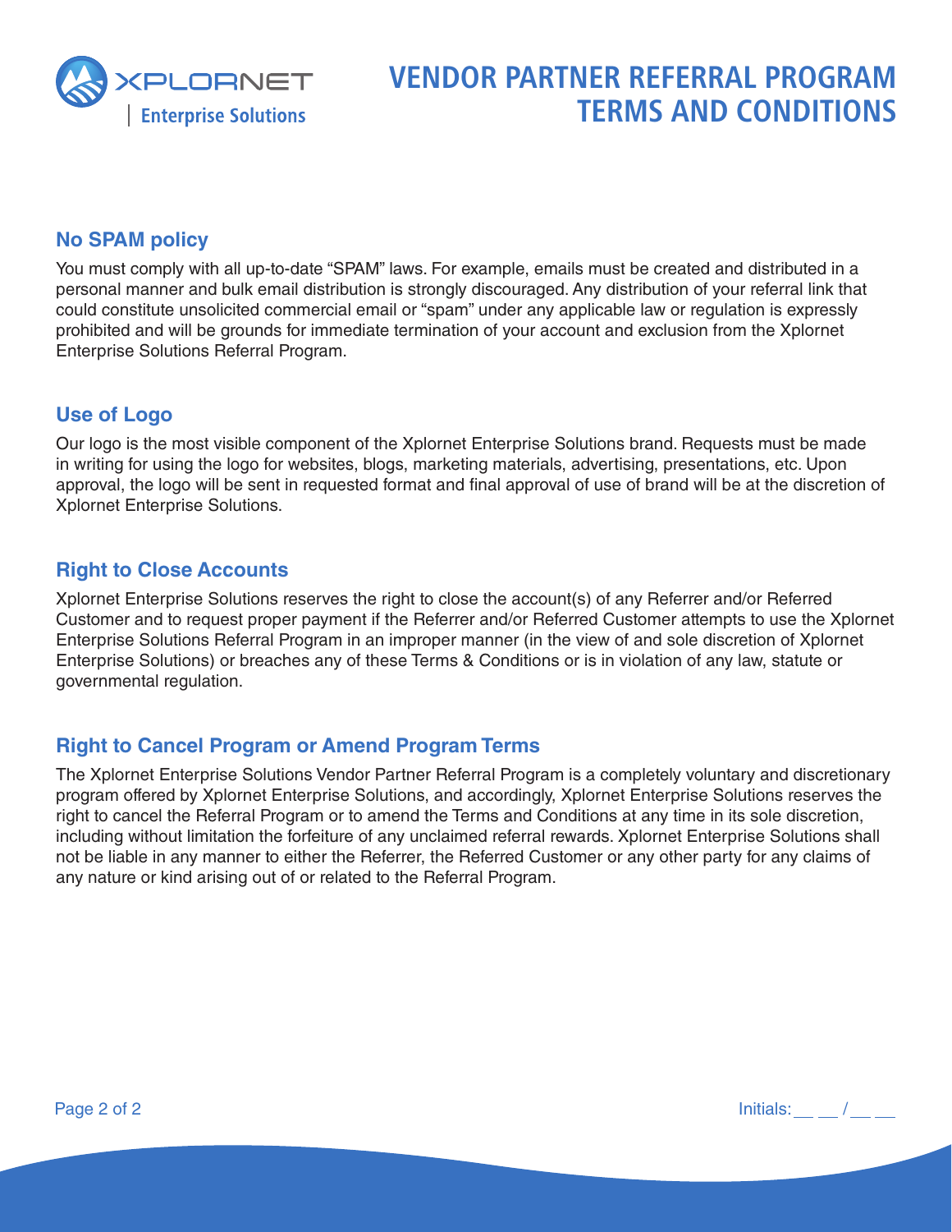## No SPAM policy

You must comply with all up-to-date "SPAM" laws. For example, emails must be created and distributed in a personal manner and bulk email distribution is strongly discouraged. Any distribution of your referral link that could constitute unsolicited commercial email or "spam" under any applicable law or regulation is expressly prohibited and will be grounds for immediate termination of your account and exclusion from the Xplornet Enterprise Solutions Referral Program.

## Use of Logo

Our logo is the most visible component of the Xplornet Enterprise Solutions brand. Requests must be made in writing for using the logo for websites, blogs, marketing materials, advertising, presentations, etc. Upon approval, the logo will be sent in requested format and final approval of use of brand will be at the discretion of Xplornet Enterprise Solutions.

## Right to Close Accounts

Xplornet Enterprise Solutions reserves the right to close the account(s) of any Referrer and/or Referred Customer and to request proper payment if the Referrer and/or Referred Customer attempts to use the Xplornet Enterprise Solutions Referral Program in an improper manner (in the view of and sole discretion of Xplornet Enterprise Solutions) or breaches any of these Terms & Conditions or is in violation of any law, statute or governmental regulation.

## Right to Cancel Program or Amend Program Terms

The Xplornet Enterprise Solutions Vendor Partner Referral Program is a completely voluntary and discretionary program offered by Xplornet Enterprise Solutions, and accordingly, Xplornet Enterprise Solutions reserves the right to cancel the Referral Program or to amend the Terms and Conditions at any time in its sole discretion, including without limitation the forfeiture of any unclaimed referral rewards. Xplornet Enterprise Solutions shall not be liable in any manner to either the Referrer, the Referred Customer or any other party for any claims of any nature or kind arising out of or related to the Referral Program.

Initials: __ __ / __ __